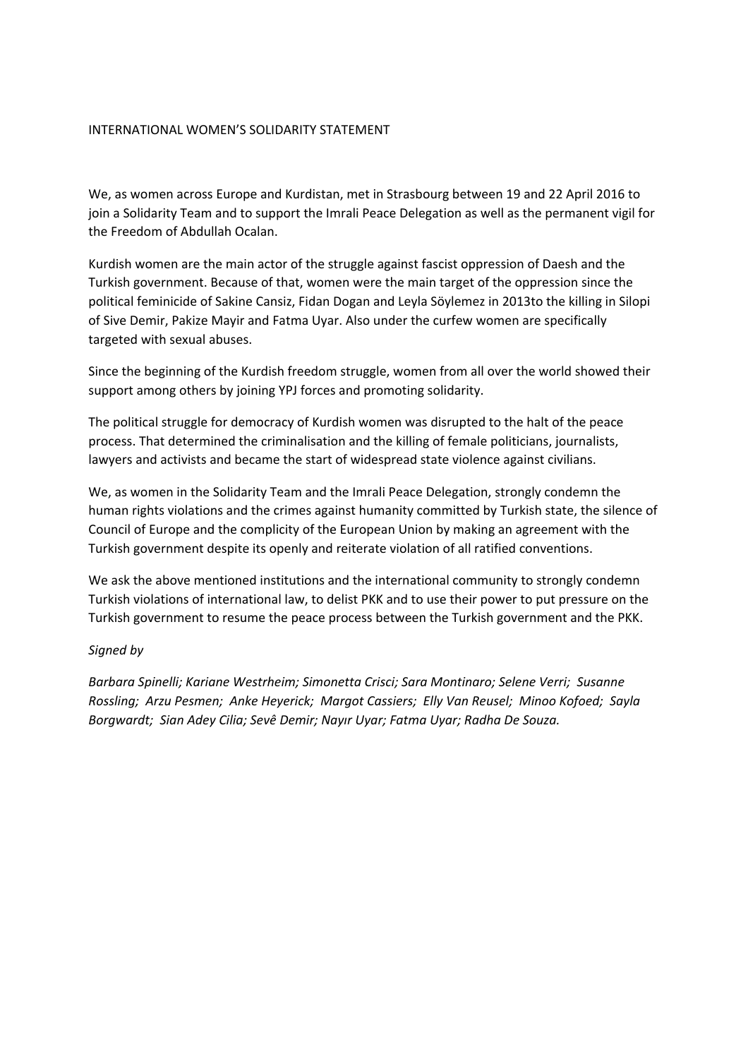# INTERNATIONAL WOMEN'S SOLIDARITY STATEMENT

We, as women across Europe and Kurdistan, met in Strasbourg between 19 and 22 April 2016 to join a Solidarity Team and to support the Imrali Peace Delegation as well as the permanent vigil for the Freedom of Abdullah Ocalan.

Kurdish women are the main actor of the struggle against fascist oppression of Daesh and the Turkish government. Because of that, women were the main target of the oppression since the political feminicide of Sakine Cansiz, Fidan Dogan and Leyla Söylemez in 2013to the killing in Silopi of Sive Demir, Pakize Mayir and Fatma Uyar. Also under the curfew women are specifically targeted with sexual abuses.

Since the beginning of the Kurdish freedom struggle, women from all over the world showed their support among others by joining YPJ forces and promoting solidarity.

The political struggle for democracy of Kurdish women was disrupted to the halt of the peace process. That determined the criminalisation and the killing of female politicians, journalists, lawyers and activists and became the start of widespread state violence against civilians.

We, as women in the Solidarity Team and the Imrali Peace Delegation, strongly condemn the human rights violations and the crimes against humanity committed by Turkish state, the silence of Council of Europe and the complicity of the European Union by making an agreement with the Turkish government despite its openly and reiterate violation of all ratified conventions.

We ask the above mentioned institutions and the international community to strongly condemn Turkish violations of international law, to delist PKK and to use their power to put pressure on the Turkish government to resume the peace process between the Turkish government and the PKK.

*Signed by*

*Barbara Spinelli; Kariane Westrheim; Simonetta Crisci; Sara Montinaro; Selene Verri; Susanne Rossling; Arzu Pesmen; Anke Heyerick; Margot Cassiers; Elly Van Reusel; Minoo Kofoed; Sayla Borgwardt; Sian Adey Cilia; Sevê Demir; Nayır Uyar; Fatma Uyar; Radha De Souza.*